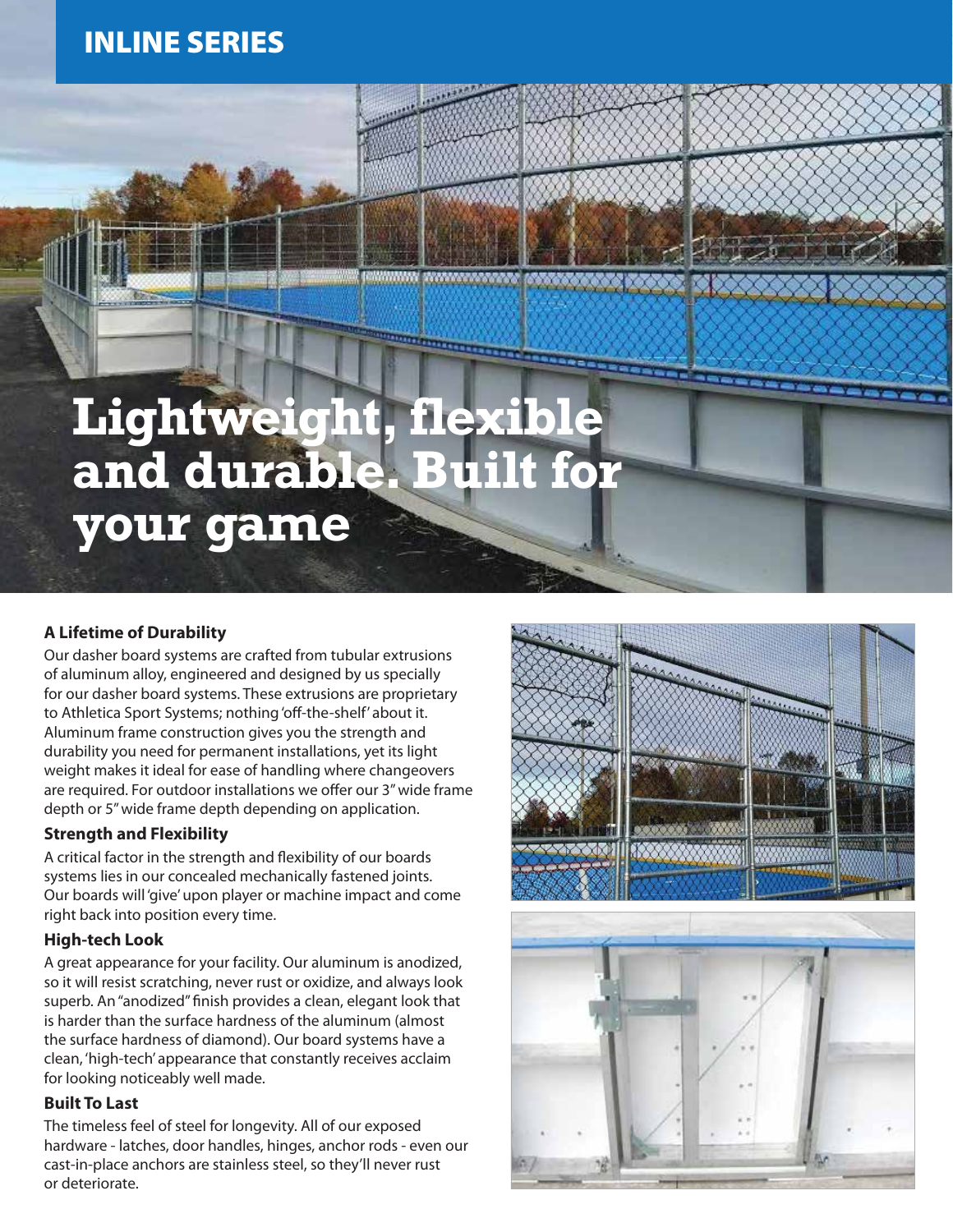# INLINE SERIES

# Lightweight, flexible and durable. Built for your game

### A Lifetime of Durability

Our dasher board systems are crafted from tubular extrusions of aluminum alloy, engineered and designed by us specially for our dasher board systems. These extrusions are proprietary to Athletica Sport Systems; nothing 'off-the-shelf' about it. Aluminum frame construction gives you the strength and durability you need for permanent installations, yet its light weight makes it ideal for ease of handling where changeovers are required. For outdoor installations we offer our 3" wide frame depth or 5" wide frame depth depending on application.

### Strength and Flexibility

A critical factor in the strength and flexibility of our boards systems lies in our concealed mechanically fastened joints. Our boards will 'give' upon player or machine impact and come right back into position every time.

### High-tech Look

A great appearance for your facility. Our aluminum is anodized, so it will resist scratching, never rust or oxidize, and always look superb. An "anodized" finish provides a clean, elegant look that is harder than the surface hardness of the aluminum (almost the surface hardness of diamond). Our board systems have a clean, 'high-tech' appearance that constantly receives acclaim for looking noticeably well made.

### Built To Last

The timeless feel of steel for longevity. All of our exposed hardware - latches, door handles, hinges, anchor rods - even our cast-in-place anchors are stainless steel, so they'll never rust or deteriorate.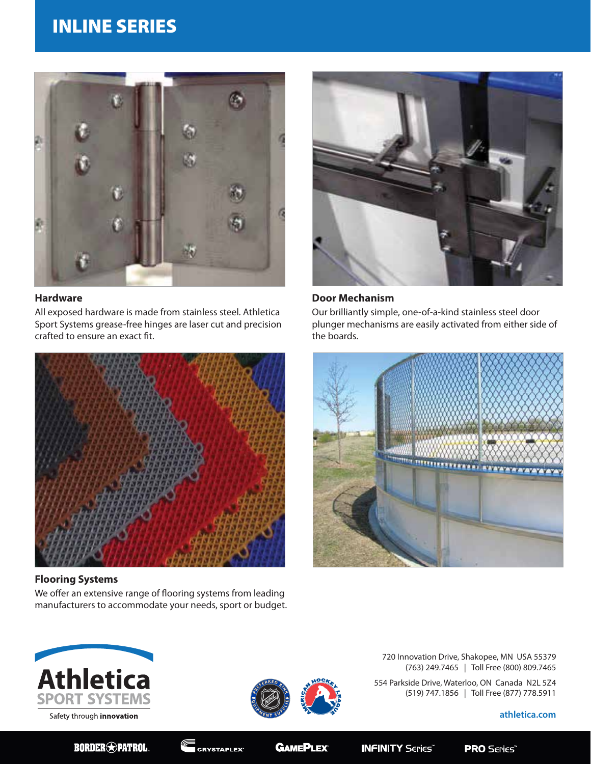# INLINE SERIES

### Hardware

All exposed hardware is made from stainless steel. Athletica Sport Systems grease-free hinges are laser cut and precision crafted to ensure an exact fit.

### Door Mechanism

Our brilliantly simple, one-of-a-kind stainless steel door plunger mechanisms are easily activated from either side of the boards.

### Flooring Systems

We offer an extensive range of flooring systems from leading manufacturers to accommodate your needs, sport or budget.

Athletica SPORT SYSTEMS
Safety through **innovation**

720 Innovation Drive, Shakopee, MN USA 55379
(763) 249.7465 | Toll Free (800) 809.7465

554 Parkside Drive, Waterloo, ON Canada N2L 5Z4
(519) 747.1856 | Toll Free (877) 778.5911

**athletica.com**

BORDER PATROL. CRYSTAPLEX GAMEPLEX INFINITY Series™ PRO Series™